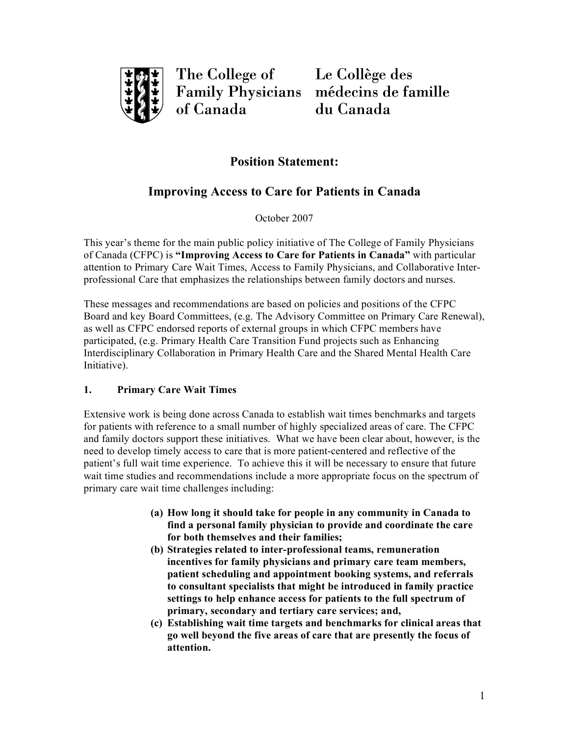The College of Family Physicians of Canada | Le Collège des médecins de famille du Canada

# Position Statement:

# Improving Access to Care for Patients in Canada

October 2007

This year's theme for the main public policy initiative of The College of Family Physicians of Canada (CFPC) is **"Improving Access to Care for Patients in Canada"** with particular attention to Primary Care Wait Times, Access to Family Physicians, and Collaborative Inter-professional Care that emphasizes the relationships between family doctors and nurses.

These messages and recommendations are based on policies and positions of the CFPC Board and key Board Committees, (e.g. The Advisory Committee on Primary Care Renewal), as well as CFPC endorsed reports of external groups in which CFPC members have participated, (e.g. Primary Health Care Transition Fund projects such as Enhancing Interdisciplinary Collaboration in Primary Health Care and the Shared Mental Health Care Initiative).

## 1. Primary Care Wait Times

Extensive work is being done across Canada to establish wait times benchmarks and targets for patients with reference to a small number of highly specialized areas of care. The CFPC and family doctors support these initiatives. What we have been clear about, however, is the need to develop timely access to care that is more patient-centered and reflective of the patient's full wait time experience. To achieve this it will be necessary to ensure that future wait time studies and recommendations include a more appropriate focus on the spectrum of primary care wait time challenges including:

**(a) How long it should take for people in any community in Canada to find a personal family physician to provide and coordinate the care for both themselves and their families;**

**(b) Strategies related to inter-professional teams, remuneration incentives for family physicians and primary care team members, patient scheduling and appointment booking systems, and referrals to consultant specialists that might be introduced in family practice settings to help enhance access for patients to the full spectrum of primary, secondary and tertiary care services; and,**

**(c) Establishing wait time targets and benchmarks for clinical areas that go well beyond the five areas of care that are presently the focus of attention.**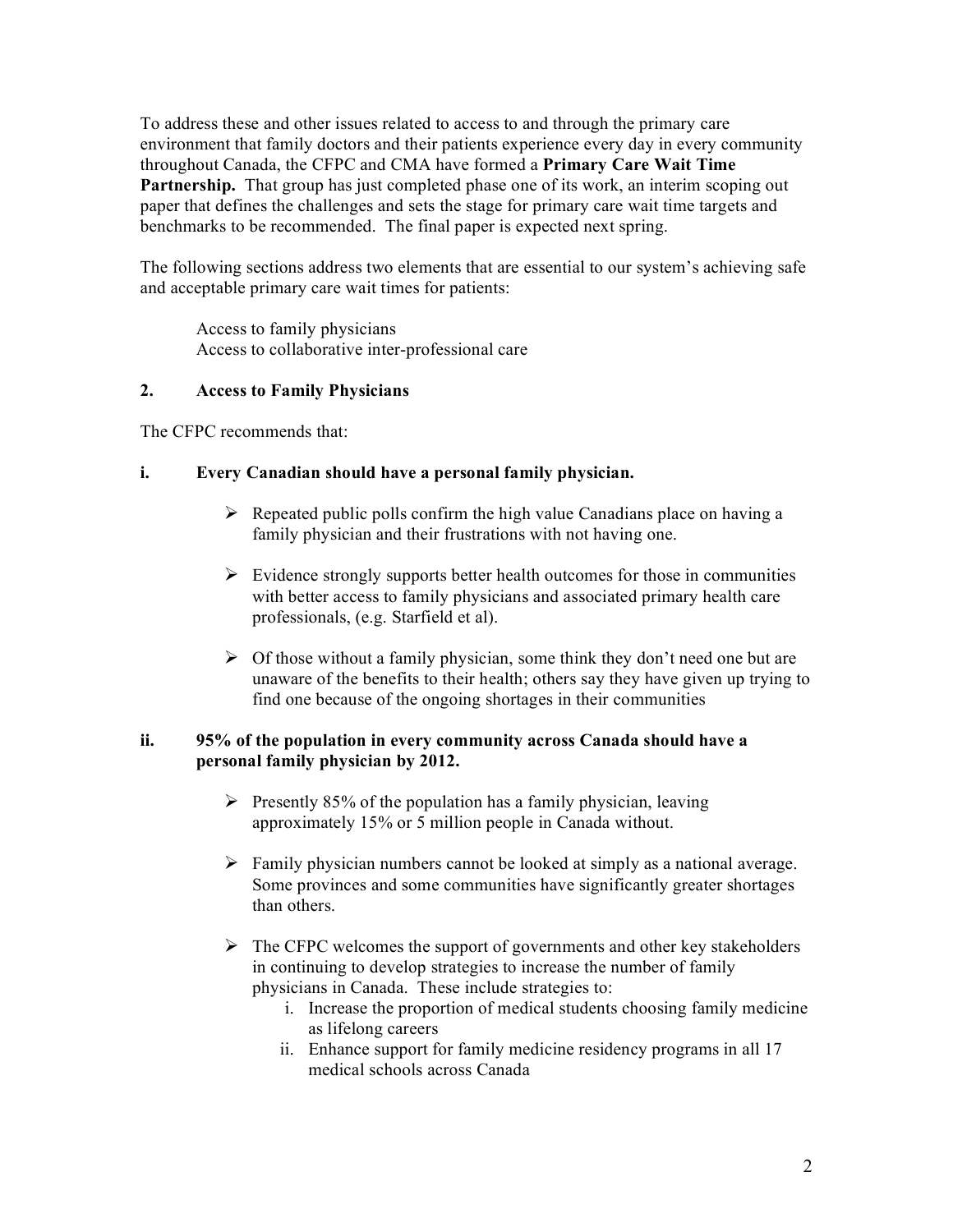To address these and other issues related to access to and through the primary care environment that family doctors and their patients experience every day in every community throughout Canada, the CFPC and CMA have formed a **Primary Care Wait Time Partnership.** That group has just completed phase one of its work, an interim scoping out paper that defines the challenges and sets the stage for primary care wait time targets and benchmarks to be recommended. The final paper is expected next spring.

The following sections address two elements that are essential to our system's achieving safe and acceptable primary care wait times for patients:

Access to family physicians
Access to collaborative inter-professional care

## 2. Access to Family Physicians

The CFPC recommends that:

### i. Every Canadian should have a personal family physician.

- Repeated public polls confirm the high value Canadians place on having a family physician and their frustrations with not having one.
- Evidence strongly supports better health outcomes for those in communities with better access to family physicians and associated primary health care professionals, (e.g. Starfield et al).
- Of those without a family physician, some think they don't need one but are unaware of the benefits to their health; others say they have given up trying to find one because of the ongoing shortages in their communities

### ii. 95% of the population in every community across Canada should have a personal family physician by 2012.

- Presently 85% of the population has a family physician, leaving approximately 15% or 5 million people in Canada without.
- Family physician numbers cannot be looked at simply as a national average. Some provinces and some communities have significantly greater shortages than others.
- The CFPC welcomes the support of governments and other key stakeholders in continuing to develop strategies to increase the number of family physicians in Canada. These include strategies to:
    1. Increase the proportion of medical students choosing family medicine as lifelong careers
    2. Enhance support for family medicine residency programs in all 17 medical schools across Canada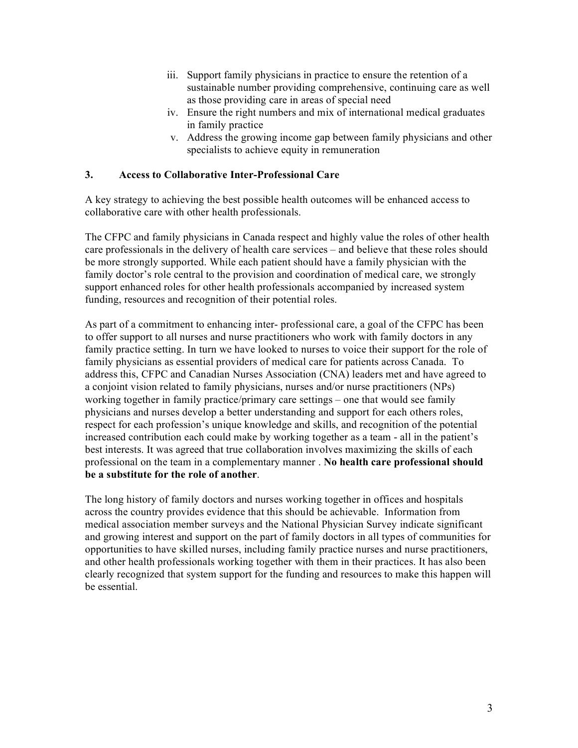iii. Support family physicians in practice to ensure the retention of a sustainable number providing comprehensive, continuing care as well as those providing care in areas of special need
iv. Ensure the right numbers and mix of international medical graduates in family practice
v. Address the growing income gap between family physicians and other specialists to achieve equity in remuneration

### 3. Access to Collaborative Inter-Professional Care

A key strategy to achieving the best possible health outcomes will be enhanced access to collaborative care with other health professionals.

The CFPC and family physicians in Canada respect and highly value the roles of other health care professionals in the delivery of health care services – and believe that these roles should be more strongly supported. While each patient should have a family physician with the family doctor's role central to the provision and coordination of medical care, we strongly support enhanced roles for other health professionals accompanied by increased system funding, resources and recognition of their potential roles.

As part of a commitment to enhancing inter- professional care, a goal of the CFPC has been to offer support to all nurses and nurse practitioners who work with family doctors in any family practice setting. In turn we have looked to nurses to voice their support for the role of family physicians as essential providers of medical care for patients across Canada. To address this, CFPC and Canadian Nurses Association (CNA) leaders met and have agreed to a conjoint vision related to family physicians, nurses and/or nurse practitioners (NPs) working together in family practice/primary care settings – one that would see family physicians and nurses develop a better understanding and support for each others roles, respect for each profession's unique knowledge and skills, and recognition of the potential increased contribution each could make by working together as a team - all in the patient's best interests. It was agreed that true collaboration involves maximizing the skills of each professional on the team in a complementary manner . **No health care professional should be a substitute for the role of another**.

The long history of family doctors and nurses working together in offices and hospitals across the country provides evidence that this should be achievable. Information from medical association member surveys and the National Physician Survey indicate significant and growing interest and support on the part of family doctors in all types of communities for opportunities to have skilled nurses, including family practice nurses and nurse practitioners, and other health professionals working together with them in their practices. It has also been clearly recognized that system support for the funding and resources to make this happen will be essential.